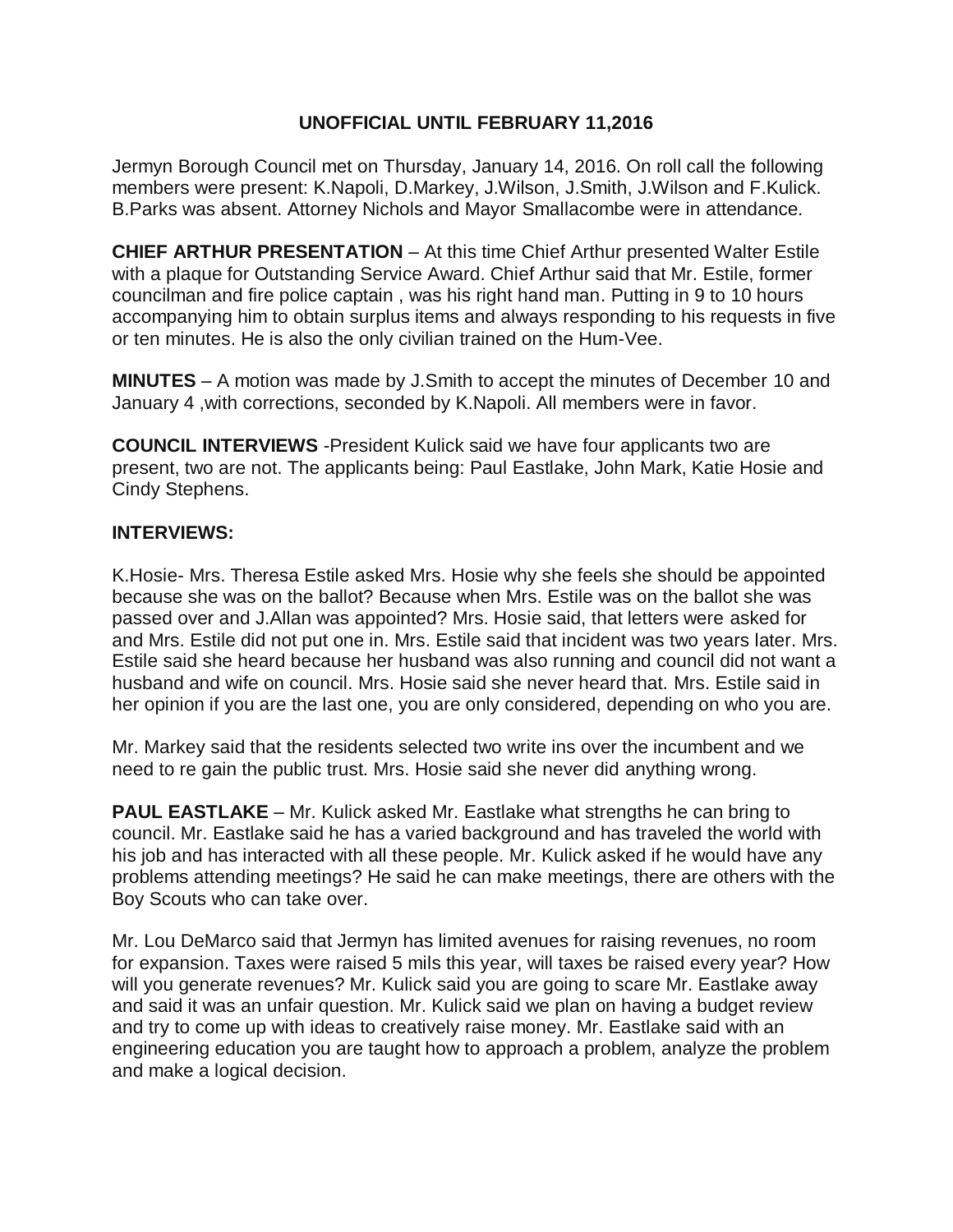**UNOFFICIAL UNTIL FEBRUARY 11,2016**

Jermyn Borough Council met on Thursday, January 14, 2016. On roll call the following members were present: K.Napoli, D.Markey, J.Wilson, J.Smith, J.Wilson and F.Kulick. B.Parks was absent. Attorney Nichols and Mayor Smallacombe were in attendance.

**CHIEF ARTHUR PRESENTATION** – At this time Chief Arthur presented Walter Estile with a plaque for Outstanding Service Award. Chief Arthur said that Mr. Estile, former councilman and fire police captain , was his right hand man. Putting in 9 to 10 hours accompanying him to obtain surplus items and always responding to his requests in five or ten minutes. He is also the only civilian trained on the Hum-Vee.

**MINUTES** – A motion was made by J.Smith to accept the minutes of December 10 and January 4 ,with corrections, seconded by K.Napoli. All members were in favor.

**COUNCIL INTERVIEWS** -President Kulick said we have four applicants two are present, two are not. The applicants being: Paul Eastlake, John Mark, Katie Hosie and Cindy Stephens.

**INTERVIEWS:**

K.Hosie- Mrs. Theresa Estile asked Mrs. Hosie why she feels she should be appointed because she was on the ballot? Because when Mrs. Estile was on the ballot she was passed over and J.Allan was appointed? Mrs. Hosie said, that letters were asked for and Mrs. Estile did not put one in. Mrs. Estile said that incident was two years later. Mrs. Estile said she heard because her husband was also running and council did not want a husband and wife on council. Mrs. Hosie said she never heard that. Mrs. Estile said in her opinion if you are the last one, you are only considered, depending on who you are.

Mr. Markey said that the residents selected two write ins over the incumbent and we need to re gain the public trust. Mrs. Hosie said she never did anything wrong.

**PAUL EASTLAKE** – Mr. Kulick asked Mr. Eastlake what strengths he can bring to council. Mr. Eastlake said he has a varied background and has traveled the world with his job and has interacted with all these people. Mr. Kulick asked if he would have any problems attending meetings? He said he can make meetings, there are others with the Boy Scouts who can take over.

Mr. Lou DeMarco said that Jermyn has limited avenues for raising revenues, no room for expansion. Taxes were raised 5 mils this year, will taxes be raised every year? How will you generate revenues? Mr. Kulick said you are going to scare Mr. Eastlake away and said it was an unfair question. Mr. Kulick said we plan on having a budget review and try to come up with ideas to creatively raise money. Mr. Eastlake said with an engineering education you are taught how to approach a problem, analyze the problem and make a logical decision.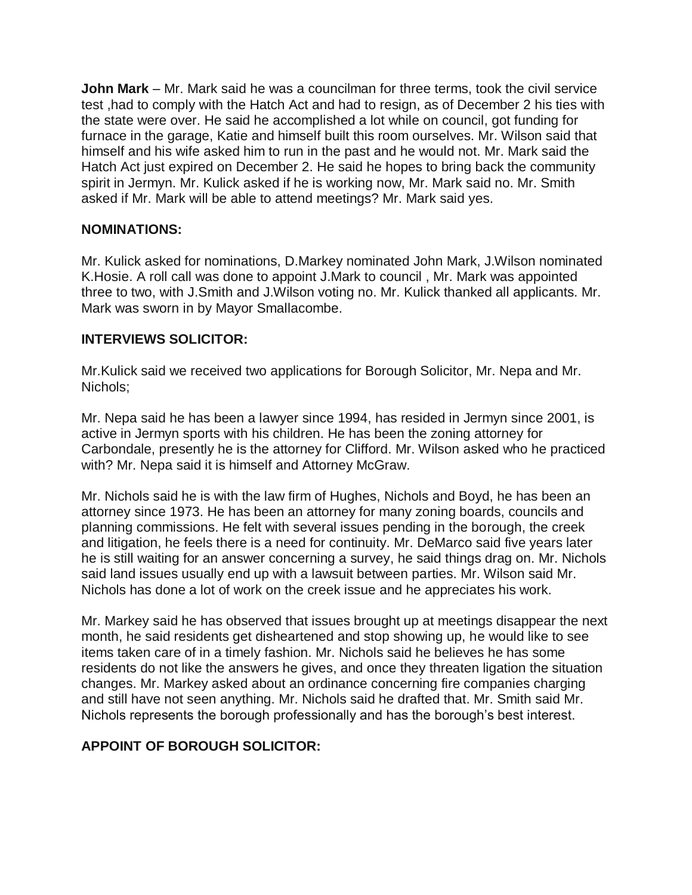**John Mark** – Mr. Mark said he was a councilman for three terms, took the civil service test ,had to comply with the Hatch Act and had to resign, as of December 2 his ties with the state were over. He said he accomplished a lot while on council, got funding for furnace in the garage, Katie and himself built this room ourselves. Mr. Wilson said that himself and his wife asked him to run in the past and he would not. Mr. Mark said the Hatch Act just expired on December 2. He said he hopes to bring back the community spirit in Jermyn. Mr. Kulick asked if he is working now, Mr. Mark said no. Mr. Smith asked if Mr. Mark will be able to attend meetings? Mr. Mark said yes.

## NOMINATIONS:

Mr. Kulick asked for nominations, D.Markey nominated John Mark, J.Wilson nominated K.Hosie. A roll call was done to appoint J.Mark to council , Mr. Mark was appointed three to two, with J.Smith and J.Wilson voting no. Mr. Kulick thanked all applicants. Mr. Mark was sworn in by Mayor Smallacombe.

## INTERVIEWS SOLICITOR:

Mr.Kulick said we received two applications for Borough Solicitor, Mr. Nepa and Mr. Nichols;

Mr. Nepa said he has been a lawyer since 1994, has resided in Jermyn since 2001, is active in Jermyn sports with his children. He has been the zoning attorney for Carbondale, presently he is the attorney for Clifford. Mr. Wilson asked who he practiced with? Mr. Nepa said it is himself and Attorney McGraw.

Mr. Nichols said he is with the law firm of Hughes, Nichols and Boyd, he has been an attorney since 1973. He has been an attorney for many zoning boards, councils and planning commissions. He felt with several issues pending in the borough, the creek and litigation, he feels there is a need for continuity. Mr. DeMarco said five years later he is still waiting for an answer concerning a survey, he said things drag on. Mr. Nichols said land issues usually end up with a lawsuit between parties. Mr. Wilson said Mr. Nichols has done a lot of work on the creek issue and he appreciates his work.

Mr. Markey said he has observed that issues brought up at meetings disappear the next month, he said residents get disheartened and stop showing up, he would like to see items taken care of in a timely fashion. Mr. Nichols said he believes he has some residents do not like the answers he gives, and once they threaten ligation the situation changes. Mr. Markey asked about an ordinance concerning fire companies charging and still have not seen anything. Mr. Nichols said he drafted that. Mr. Smith said Mr. Nichols represents the borough professionally and has the borough's best interest.

## APPOINT OF BOROUGH SOLICITOR: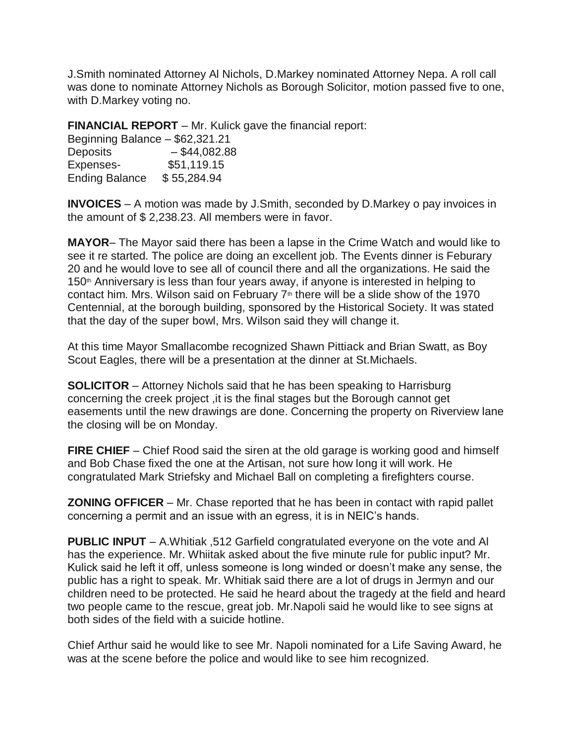J.Smith nominated Attorney Al Nichols, D.Markey nominated Attorney Nepa. A roll call was done to nominate Attorney Nichols as Borough Solicitor, motion passed five to one, with D.Markey voting no.

**FINANCIAL REPORT** – Mr. Kulick gave the financial report:
Beginning Balance – $62,321.21
Deposits – $44,082.88
Expenses- $51,119.15
Ending Balance $ 55,284.94

**INVOICES** – A motion was made by J.Smith, seconded by D.Markey o pay invoices in the amount of $ 2,238.23. All members were in favor.

**MAYOR**– The Mayor said there has been a lapse in the Crime Watch and would like to see it re started. The police are doing an excellent job. The Events dinner is Feburary 20 and he would love to see all of council there and all the organizations. He said the 150th Anniversary is less than four years away, if anyone is interested in helping to contact him. Mrs. Wilson said on February 7th there will be a slide show of the 1970 Centennial, at the borough building, sponsored by the Historical Society. It was stated that the day of the super bowl, Mrs. Wilson said they will change it.

At this time Mayor Smallacombe recognized Shawn Pittiack and Brian Swatt, as Boy Scout Eagles, there will be a presentation at the dinner at St.Michaels.

**SOLICITOR** – Attorney Nichols said that he has been speaking to Harrisburg concerning the creek project ,it is the final stages but the Borough cannot get easements until the new drawings are done. Concerning the property on Riverview lane the closing will be on Monday.

**FIRE CHIEF** – Chief Rood said the siren at the old garage is working good and himself and Bob Chase fixed the one at the Artisan, not sure how long it will work. He congratulated Mark Striefsky and Michael Ball on completing a firefighters course.

**ZONING OFFICER** – Mr. Chase reported that he has been in contact with rapid pallet concerning a permit and an issue with an egress, it is in NEIC's hands.

**PUBLIC INPUT** – A.Whitiak ,512 Garfield congratulated everyone on the vote and Al has the experience. Mr. Whiitak asked about the five minute rule for public input? Mr. Kulick said he left it off, unless someone is long winded or doesn't make any sense, the public has a right to speak. Mr. Whitiak said there are a lot of drugs in Jermyn and our children need to be protected. He said he heard about the tragedy at the field and heard two people came to the rescue, great job. Mr.Napoli said he would like to see signs at both sides of the field with a suicide hotline.

Chief Arthur said he would like to see Mr. Napoli nominated for a Life Saving Award, he was at the scene before the police and would like to see him recognized.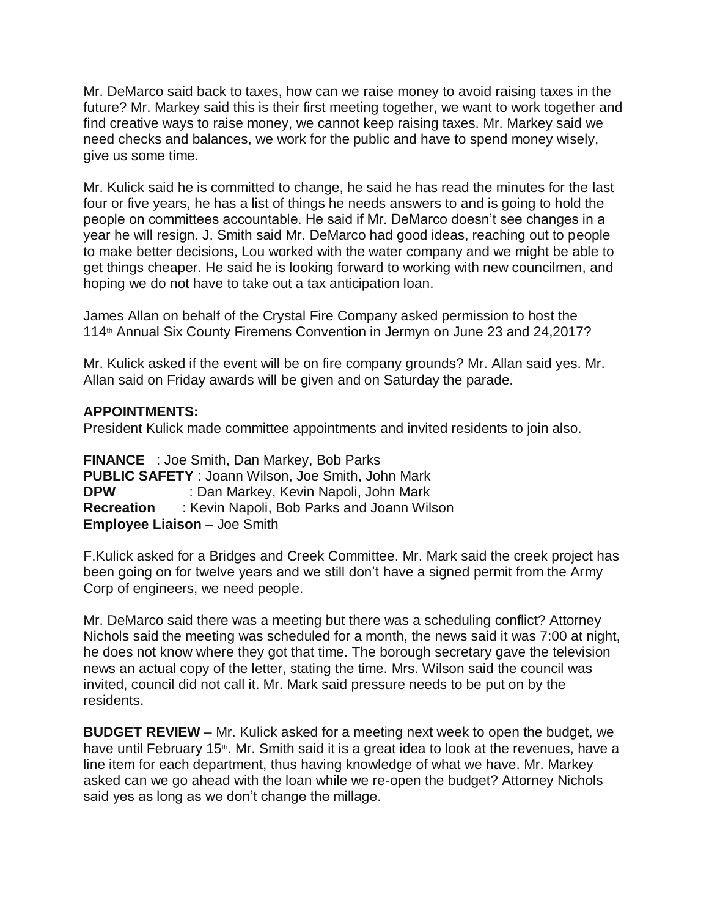Mr. DeMarco said back to taxes, how can we raise money to avoid raising taxes in the future? Mr. Markey said this is their first meeting together, we want to work together and find creative ways to raise money, we cannot keep raising taxes. Mr. Markey said we need checks and balances, we work for the public and have to spend money wisely, give us some time.

Mr. Kulick said he is committed to change, he said he has read the minutes for the last four or five years, he has a list of things he needs answers to and is going to hold the people on committees accountable. He said if Mr. DeMarco doesn't see changes in a year he will resign. J. Smith said Mr. DeMarco had good ideas, reaching out to people to make better decisions, Lou worked with the water company and we might be able to get things cheaper. He said he is looking forward to working with new councilmen, and hoping we do not have to take out a tax anticipation loan.

James Allan on behalf of the Crystal Fire Company asked permission to host the 114th Annual Six County Firemens Convention in Jermyn on June 23 and 24,2017?

Mr. Kulick asked if the event will be on fire company grounds? Mr. Allan said yes. Mr. Allan said on Friday awards will be given and on Saturday the parade.

**APPOINTMENTS:**
President Kulick made committee appointments and invited residents to join also.

**FINANCE** : Joe Smith, Dan Markey, Bob Parks
**PUBLIC SAFETY** : Joann Wilson, Joe Smith, John Mark
**DPW** : Dan Markey, Kevin Napoli, John Mark
**Recreation** : Kevin Napoli, Bob Parks and Joann Wilson
**Employee Liaison** – Joe Smith

F.Kulick asked for a Bridges and Creek Committee. Mr. Mark said the creek project has been going on for twelve years and we still don't have a signed permit from the Army Corp of engineers, we need people.

Mr. DeMarco said there was a meeting but there was a scheduling conflict? Attorney Nichols said the meeting was scheduled for a month, the news said it was 7:00 at night, he does not know where they got that time. The borough secretary gave the television news an actual copy of the letter, stating the time. Mrs. Wilson said the council was invited, council did not call it. Mr. Mark said pressure needs to be put on by the residents.

**BUDGET REVIEW** – Mr. Kulick asked for a meeting next week to open the budget, we have until February 15th. Mr. Smith said it is a great idea to look at the revenues, have a line item for each department, thus having knowledge of what we have. Mr. Markey asked can we go ahead with the loan while we re-open the budget? Attorney Nichols said yes as long as we don't change the millage.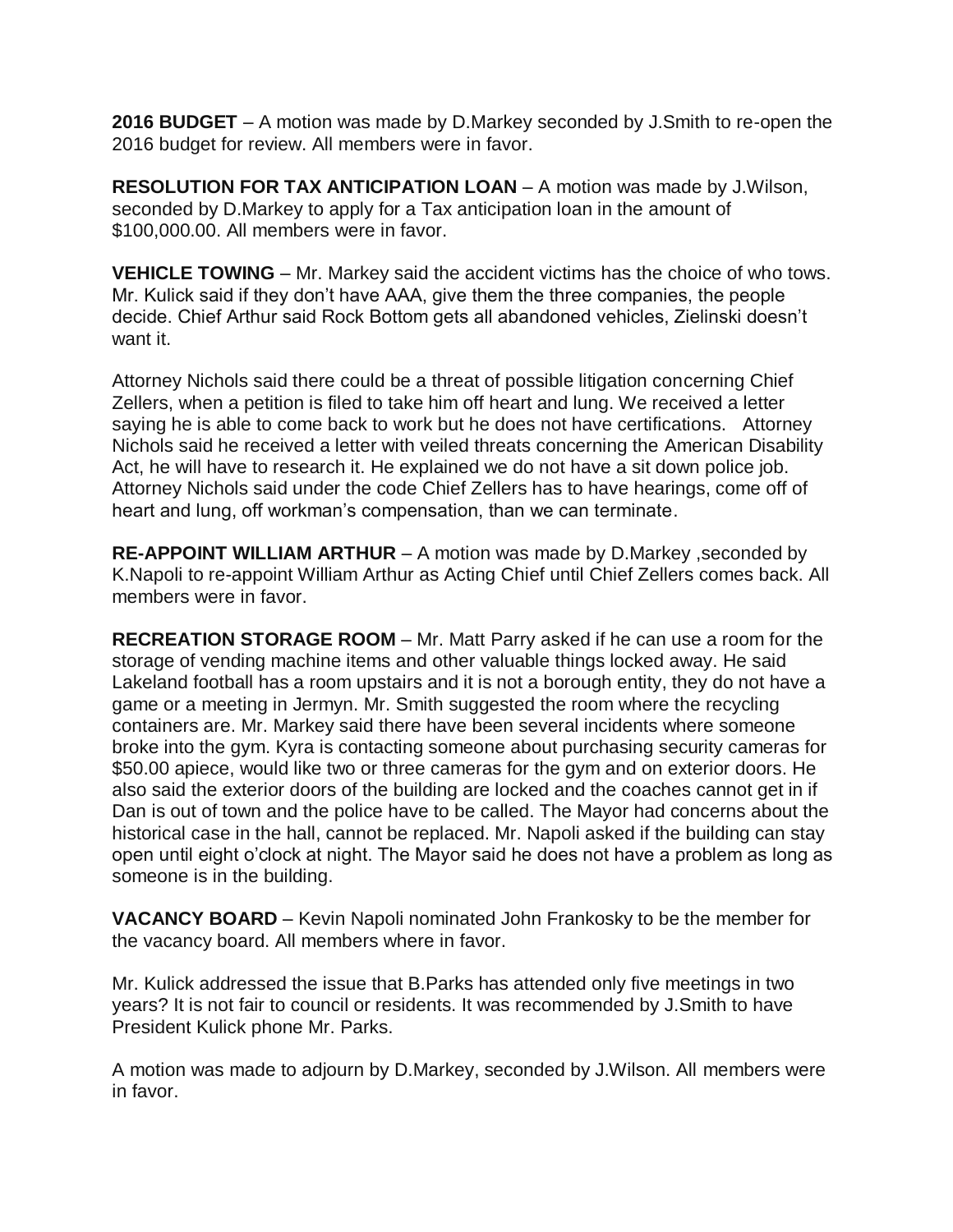**2016 BUDGET** – A motion was made by D.Markey seconded by J.Smith to re-open the 2016 budget for review. All members were in favor.

**RESOLUTION FOR TAX ANTICIPATION LOAN** – A motion was made by J.Wilson, seconded by D.Markey to apply for a Tax anticipation loan in the amount of $100,000.00. All members were in favor.

**VEHICLE TOWING** – Mr. Markey said the accident victims has the choice of who tows. Mr. Kulick said if they don't have AAA, give them the three companies, the people decide. Chief Arthur said Rock Bottom gets all abandoned vehicles, Zielinski doesn't want it.

Attorney Nichols said there could be a threat of possible litigation concerning Chief Zellers, when a petition is filed to take him off heart and lung. We received a letter saying he is able to come back to work but he does not have certifications. Attorney Nichols said he received a letter with veiled threats concerning the American Disability Act, he will have to research it. He explained we do not have a sit down police job. Attorney Nichols said under the code Chief Zellers has to have hearings, come off of heart and lung, off workman's compensation, than we can terminate.

**RE-APPOINT WILLIAM ARTHUR** – A motion was made by D.Markey ,seconded by K.Napoli to re-appoint William Arthur as Acting Chief until Chief Zellers comes back. All members were in favor.

**RECREATION STORAGE ROOM** – Mr. Matt Parry asked if he can use a room for the storage of vending machine items and other valuable things locked away. He said Lakeland football has a room upstairs and it is not a borough entity, they do not have a game or a meeting in Jermyn. Mr. Smith suggested the room where the recycling containers are. Mr. Markey said there have been several incidents where someone broke into the gym. Kyra is contacting someone about purchasing security cameras for $50.00 apiece, would like two or three cameras for the gym and on exterior doors. He also said the exterior doors of the building are locked and the coaches cannot get in if Dan is out of town and the police have to be called. The Mayor had concerns about the historical case in the hall, cannot be replaced. Mr. Napoli asked if the building can stay open until eight o'clock at night. The Mayor said he does not have a problem as long as someone is in the building.

**VACANCY BOARD** – Kevin Napoli nominated John Frankosky to be the member for the vacancy board. All members where in favor.

Mr. Kulick addressed the issue that B.Parks has attended only five meetings in two years? It is not fair to council or residents. It was recommended by J.Smith to have President Kulick phone Mr. Parks.

A motion was made to adjourn by D.Markey, seconded by J.Wilson. All members were in favor.